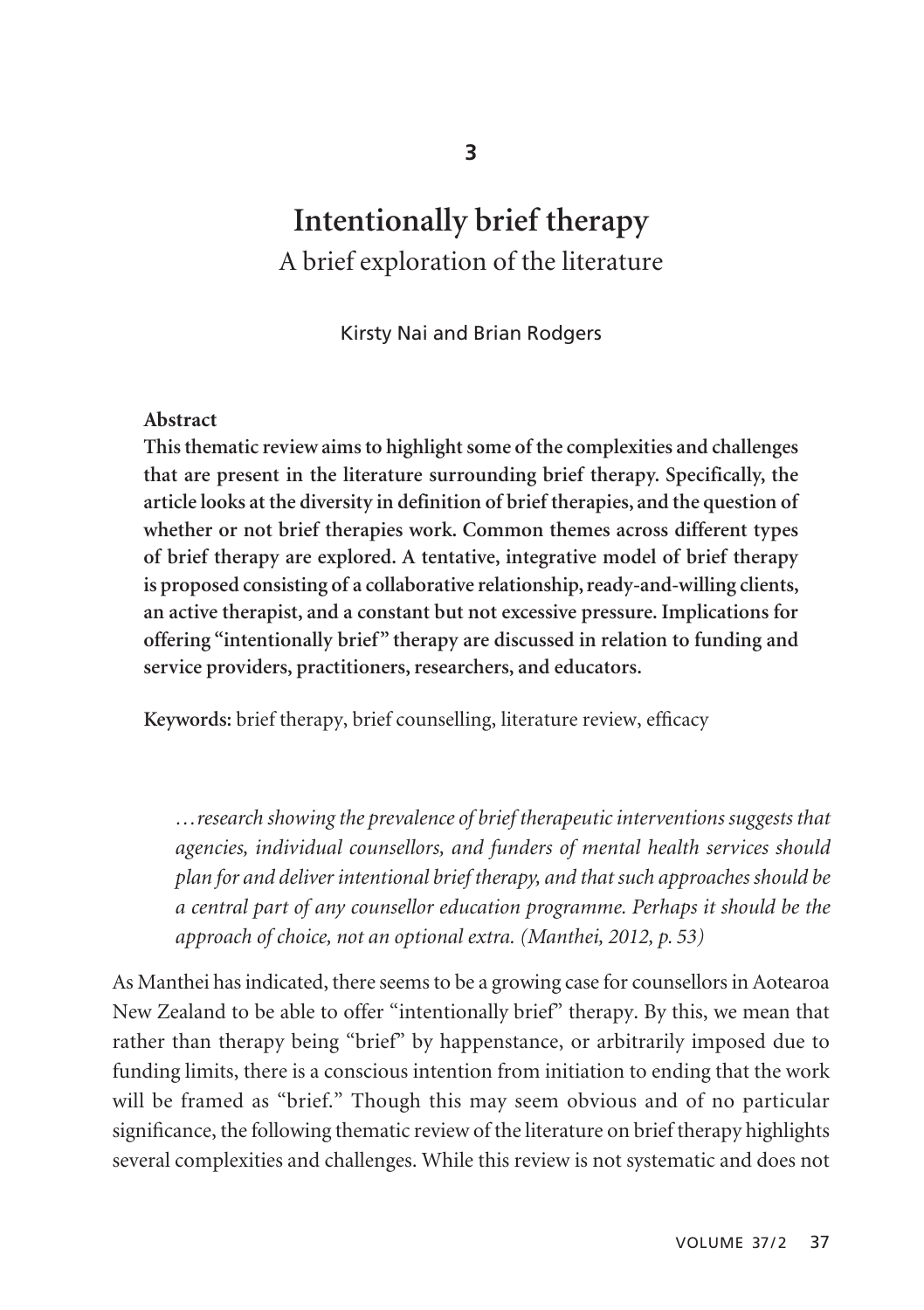3

# Intentionally brief therapy

## A brief exploration of the literature

Kirsty Nai and Brian Rodgers

**Abstract**

**This thematic review aims to highlight some of the complexities and challenges that are present in the literature surrounding brief therapy. Specifically, the article looks at the diversity in definition of brief therapies, and the question of whether or not brief therapies work. Common themes across different types of brief therapy are explored. A tentative, integrative model of brief therapy is proposed consisting of a collaborative relationship, ready-and-willing clients, an active therapist, and a constant but not excessive pressure. Implications for offering "intentionally brief" therapy are discussed in relation to funding and service providers, practitioners, researchers, and educators.**

**Keywords:** brief therapy, brief counselling, literature review, efficacy

> *…research showing the prevalence of brief therapeutic interventions suggests that agencies, individual counsellors, and funders of mental health services should plan for and deliver intentional brief therapy, and that such approaches should be a central part of any counsellor education programme. Perhaps it should be the approach of choice, not an optional extra. (Manthei, 2012, p. 53)*

As Manthei has indicated, there seems to be a growing case for counsellors in Aotearoa New Zealand to be able to offer "intentionally brief" therapy. By this, we mean that rather than therapy being "brief" by happenstance, or arbitrarily imposed due to funding limits, there is a conscious intention from initiation to ending that the work will be framed as "brief." Though this may seem obvious and of no particular significance, the following thematic review of the literature on brief therapy highlights several complexities and challenges. While this review is not systematic and does not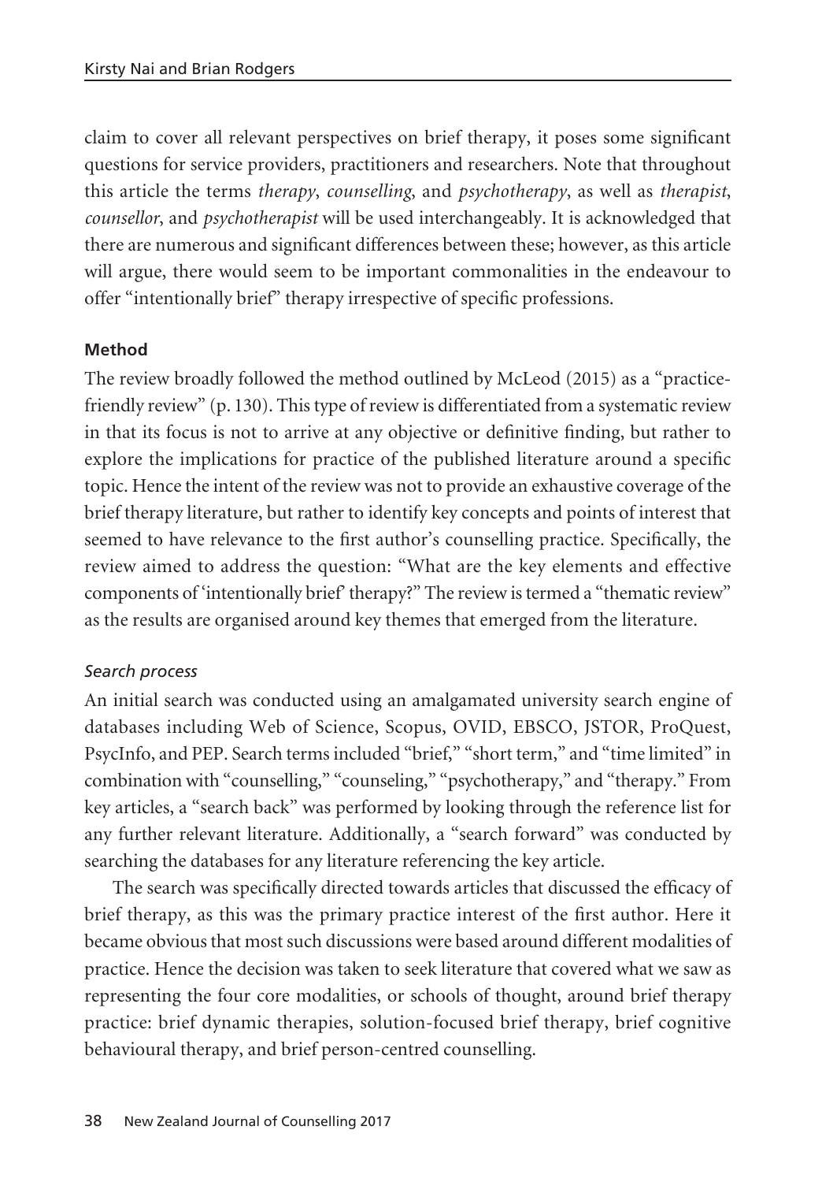claim to cover all relevant perspectives on brief therapy, it poses some significant questions for service providers, practitioners and researchers. Note that throughout this article the terms *therapy*, *counselling*, and *psychotherapy*, as well as *therapist*, *counsellor*, and *psychotherapist* will be used interchangeably. It is acknowledged that there are numerous and significant differences between these; however, as this article will argue, there would seem to be important commonalities in the endeavour to offer "intentionally brief" therapy irrespective of specific professions.

## Method

The review broadly followed the method outlined by McLeod (2015) as a "practice-friendly review" (p. 130). This type of review is differentiated from a systematic review in that its focus is not to arrive at any objective or definitive finding, but rather to explore the implications for practice of the published literature around a specific topic. Hence the intent of the review was not to provide an exhaustive coverage of the brief therapy literature, but rather to identify key concepts and points of interest that seemed to have relevance to the first author's counselling practice. Specifically, the review aimed to address the question: "What are the key elements and effective components of 'intentionally brief' therapy?" The review is termed a "thematic review" as the results are organised around key themes that emerged from the literature.

### *Search process*

An initial search was conducted using an amalgamated university search engine of databases including Web of Science, Scopus, OVID, EBSCO, JSTOR, ProQuest, PsycInfo, and PEP. Search terms included "brief," "short term," and "time limited" in combination with "counselling," "counseling," "psychotherapy," and "therapy." From key articles, a "search back" was performed by looking through the reference list for any further relevant literature. Additionally, a "search forward" was conducted by searching the databases for any literature referencing the key article.

The search was specifically directed towards articles that discussed the efficacy of brief therapy, as this was the primary practice interest of the first author. Here it became obvious that most such discussions were based around different modalities of practice. Hence the decision was taken to seek literature that covered what we saw as representing the four core modalities, or schools of thought, around brief therapy practice: brief dynamic therapies, solution-focused brief therapy, brief cognitive behavioural therapy, and brief person-centred counselling.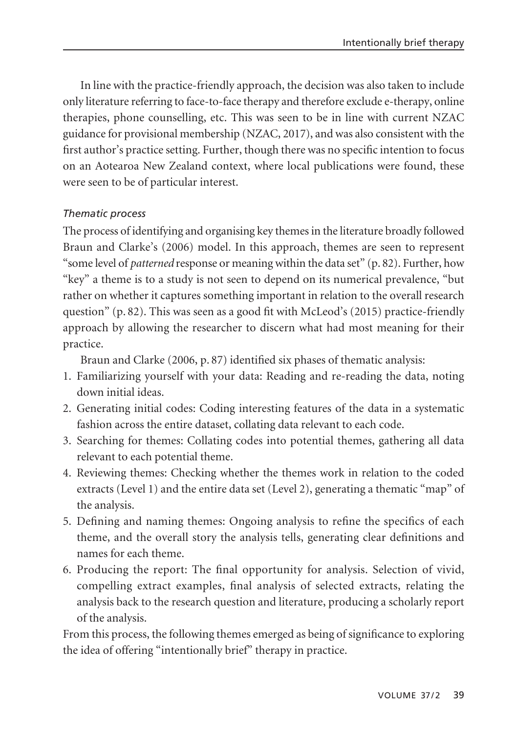In line with the practice-friendly approach, the decision was also taken to include only literature referring to face-to-face therapy and therefore exclude e-therapy, online therapies, phone counselling, etc. This was seen to be in line with current NZAC guidance for provisional membership (NZAC, 2017), and was also consistent with the first author's practice setting. Further, though there was no specific intention to focus on an Aotearoa New Zealand context, where local publications were found, these were seen to be of particular interest.

### *Thematic process*

The process of identifying and organising key themes in the literature broadly followed Braun and Clarke's (2006) model. In this approach, themes are seen to represent "some level of *patterned* response or meaning within the data set" (p. 82). Further, how "key" a theme is to a study is not seen to depend on its numerical prevalence, "but rather on whether it captures something important in relation to the overall research question" (p. 82). This was seen as a good fit with McLeod's (2015) practice-friendly approach by allowing the researcher to discern what had most meaning for their practice.

Braun and Clarke (2006, p. 87) identified six phases of thematic analysis:

1. Familiarizing yourself with your data: Reading and re-reading the data, noting down initial ideas.
2. Generating initial codes: Coding interesting features of the data in a systematic fashion across the entire dataset, collating data relevant to each code.
3. Searching for themes: Collating codes into potential themes, gathering all data relevant to each potential theme.
4. Reviewing themes: Checking whether the themes work in relation to the coded extracts (Level 1) and the entire data set (Level 2), generating a thematic "map" of the analysis.
5. Defining and naming themes: Ongoing analysis to refine the specifics of each theme, and the overall story the analysis tells, generating clear definitions and names for each theme.
6. Producing the report: The final opportunity for analysis. Selection of vivid, compelling extract examples, final analysis of selected extracts, relating the analysis back to the research question and literature, producing a scholarly report of the analysis.

From this process, the following themes emerged as being of significance to exploring the idea of offering "intentionally brief" therapy in practice.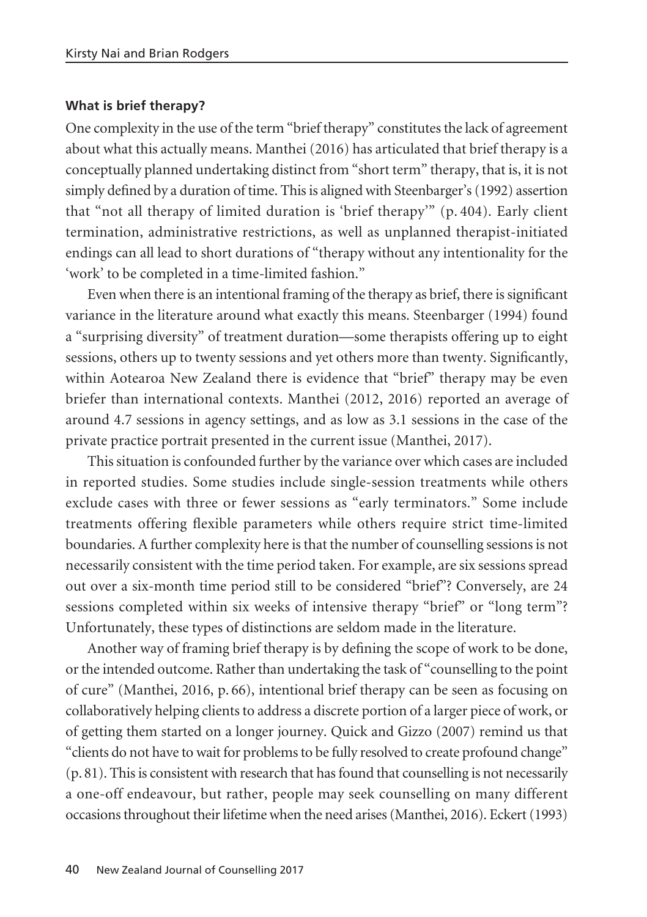### What is brief therapy?

One complexity in the use of the term "brief therapy" constitutes the lack of agreement about what this actually means. Manthei (2016) has articulated that brief therapy is a conceptually planned undertaking distinct from "short term" therapy, that is, it is not simply defined by a duration of time. This is aligned with Steenbarger's (1992) assertion that "not all therapy of limited duration is 'brief therapy'" (p. 404). Early client termination, administrative restrictions, as well as unplanned therapist-initiated endings can all lead to short durations of "therapy without any intentionality for the 'work' to be completed in a time-limited fashion."

Even when there is an intentional framing of the therapy as brief, there is significant variance in the literature around what exactly this means. Steenbarger (1994) found a "surprising diversity" of treatment duration—some therapists offering up to eight sessions, others up to twenty sessions and yet others more than twenty. Significantly, within Aotearoa New Zealand there is evidence that "brief" therapy may be even briefer than international contexts. Manthei (2012, 2016) reported an average of around 4.7 sessions in agency settings, and as low as 3.1 sessions in the case of the private practice portrait presented in the current issue (Manthei, 2017).

This situation is confounded further by the variance over which cases are included in reported studies. Some studies include single-session treatments while others exclude cases with three or fewer sessions as "early terminators." Some include treatments offering flexible parameters while others require strict time-limited boundaries. A further complexity here is that the number of counselling sessions is not necessarily consistent with the time period taken. For example, are six sessions spread out over a six-month time period still to be considered "brief"? Conversely, are 24 sessions completed within six weeks of intensive therapy "brief" or "long term"? Unfortunately, these types of distinctions are seldom made in the literature.

Another way of framing brief therapy is by defining the scope of work to be done, or the intended outcome. Rather than undertaking the task of "counselling to the point of cure" (Manthei, 2016, p. 66), intentional brief therapy can be seen as focusing on collaboratively helping clients to address a discrete portion of a larger piece of work, or of getting them started on a longer journey. Quick and Gizzo (2007) remind us that "clients do not have to wait for problems to be fully resolved to create profound change" (p. 81). This is consistent with research that has found that counselling is not necessarily a one-off endeavour, but rather, people may seek counselling on many different occasions throughout their lifetime when the need arises (Manthei, 2016). Eckert (1993)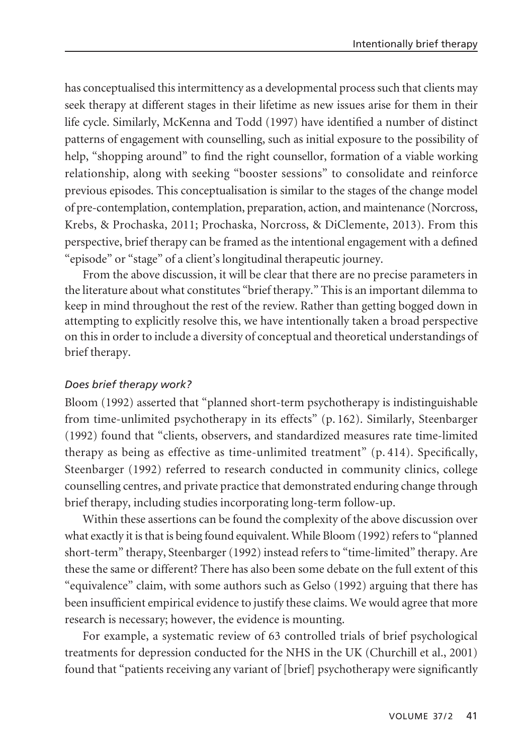has conceptualised this intermittency as a developmental process such that clients may seek therapy at different stages in their lifetime as new issues arise for them in their life cycle. Similarly, McKenna and Todd (1997) have identified a number of distinct patterns of engagement with counselling, such as initial exposure to the possibility of help, "shopping around" to find the right counsellor, formation of a viable working relationship, along with seeking "booster sessions" to consolidate and reinforce previous episodes. This conceptualisation is similar to the stages of the change model of pre-contemplation, contemplation, preparation, action, and maintenance (Norcross, Krebs, & Prochaska, 2011; Prochaska, Norcross, & DiClemente, 2013). From this perspective, brief therapy can be framed as the intentional engagement with a defined "episode" or "stage" of a client's longitudinal therapeutic journey.

From the above discussion, it will be clear that there are no precise parameters in the literature about what constitutes "brief therapy." This is an important dilemma to keep in mind throughout the rest of the review. Rather than getting bogged down in attempting to explicitly resolve this, we have intentionally taken a broad perspective on this in order to include a diversity of conceptual and theoretical understandings of brief therapy.

### *Does brief therapy work?*

Bloom (1992) asserted that "planned short-term psychotherapy is indistinguishable from time-unlimited psychotherapy in its effects" (p. 162). Similarly, Steenbarger (1992) found that "clients, observers, and standardized measures rate time-limited therapy as being as effective as time-unlimited treatment" (p. 414). Specifically, Steenbarger (1992) referred to research conducted in community clinics, college counselling centres, and private practice that demonstrated enduring change through brief therapy, including studies incorporating long-term follow-up.

Within these assertions can be found the complexity of the above discussion over what exactly it is that is being found equivalent. While Bloom (1992) refers to "planned short-term" therapy, Steenbarger (1992) instead refers to "time-limited" therapy. Are these the same or different? There has also been some debate on the full extent of this "equivalence" claim, with some authors such as Gelso (1992) arguing that there has been insufficient empirical evidence to justify these claims. We would agree that more research is necessary; however, the evidence is mounting.

For example, a systematic review of 63 controlled trials of brief psychological treatments for depression conducted for the NHS in the UK (Churchill et al., 2001) found that "patients receiving any variant of [brief] psychotherapy were significantly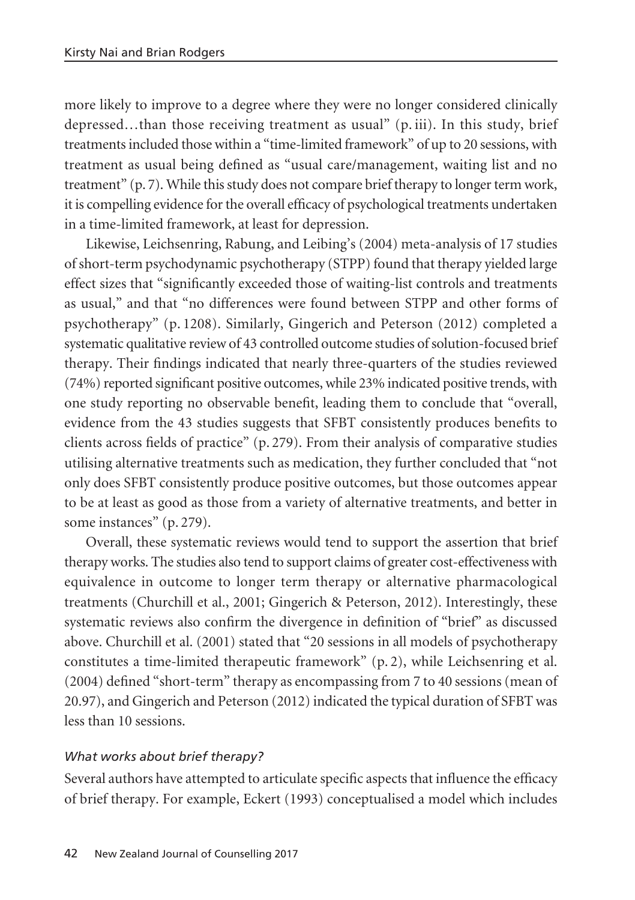more likely to improve to a degree where they were no longer considered clinically depressed…than those receiving treatment as usual" (p. iii). In this study, brief treatments included those within a "time-limited framework" of up to 20 sessions, with treatment as usual being defined as "usual care/management, waiting list and no treatment" (p. 7). While this study does not compare brief therapy to longer term work, it is compelling evidence for the overall efficacy of psychological treatments undertaken in a time-limited framework, at least for depression.

Likewise, Leichsenring, Rabung, and Leibing's (2004) meta-analysis of 17 studies of short-term psychodynamic psychotherapy (STPP) found that therapy yielded large effect sizes that "significantly exceeded those of waiting-list controls and treatments as usual," and that "no differences were found between STPP and other forms of psychotherapy" (p. 1208). Similarly, Gingerich and Peterson (2012) completed a systematic qualitative review of 43 controlled outcome studies of solution-focused brief therapy. Their findings indicated that nearly three-quarters of the studies reviewed (74%) reported significant positive outcomes, while 23% indicated positive trends, with one study reporting no observable benefit, leading them to conclude that "overall, evidence from the 43 studies suggests that SFBT consistently produces benefits to clients across fields of practice" (p. 279). From their analysis of comparative studies utilising alternative treatments such as medication, they further concluded that "not only does SFBT consistently produce positive outcomes, but those outcomes appear to be at least as good as those from a variety of alternative treatments, and better in some instances" (p. 279).

Overall, these systematic reviews would tend to support the assertion that brief therapy works. The studies also tend to support claims of greater cost-effectiveness with equivalence in outcome to longer term therapy or alternative pharmacological treatments (Churchill et al., 2001; Gingerich & Peterson, 2012). Interestingly, these systematic reviews also confirm the divergence in definition of "brief" as discussed above. Churchill et al. (2001) stated that "20 sessions in all models of psychotherapy constitutes a time-limited therapeutic framework" (p. 2), while Leichsenring et al. (2004) defined "short-term" therapy as encompassing from 7 to 40 sessions (mean of 20.97), and Gingerich and Peterson (2012) indicated the typical duration of SFBT was less than 10 sessions.

### *What works about brief therapy?*

Several authors have attempted to articulate specific aspects that influence the efficacy of brief therapy. For example, Eckert (1993) conceptualised a model which includes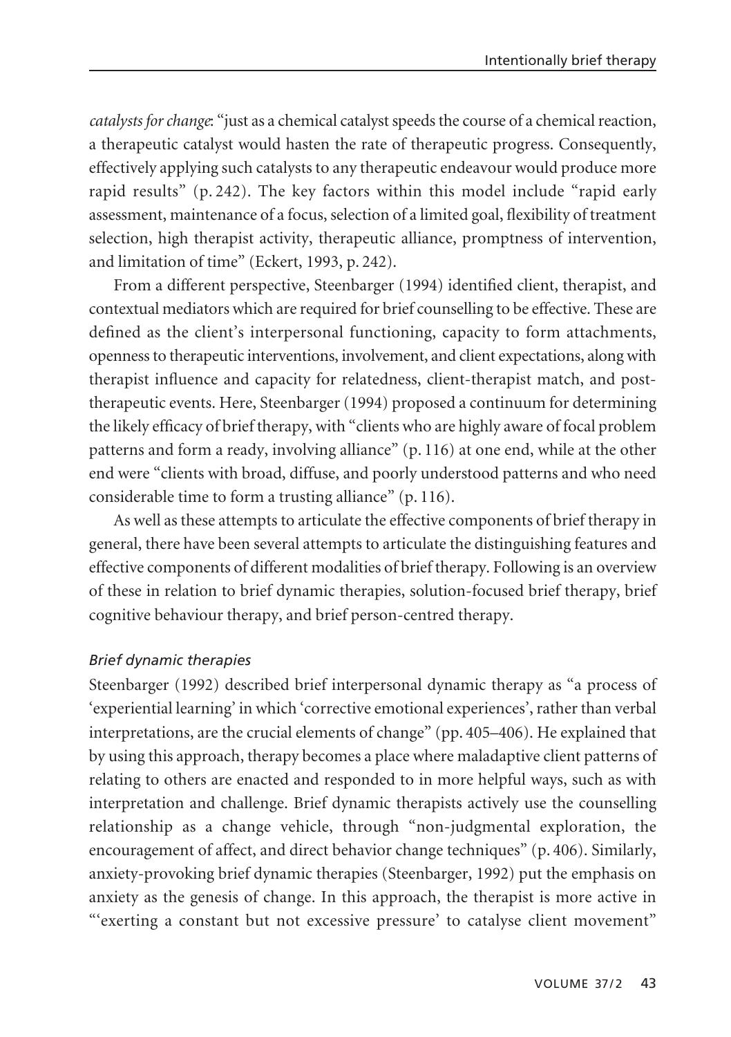*catalysts for change*: "just as a chemical catalyst speeds the course of a chemical reaction, a therapeutic catalyst would hasten the rate of therapeutic progress. Consequently, effectively applying such catalysts to any therapeutic endeavour would produce more rapid results" (p. 242). The key factors within this model include "rapid early assessment, maintenance of a focus, selection of a limited goal, flexibility of treatment selection, high therapist activity, therapeutic alliance, promptness of intervention, and limitation of time" (Eckert, 1993, p. 242).

From a different perspective, Steenbarger (1994) identified client, therapist, and contextual mediators which are required for brief counselling to be effective. These are defined as the client's interpersonal functioning, capacity to form attachments, openness to therapeutic interventions, involvement, and client expectations, along with therapist influence and capacity for relatedness, client-therapist match, and post-therapeutic events. Here, Steenbarger (1994) proposed a continuum for determining the likely efficacy of brief therapy, with "clients who are highly aware of focal problem patterns and form a ready, involving alliance" (p. 116) at one end, while at the other end were "clients with broad, diffuse, and poorly understood patterns and who need considerable time to form a trusting alliance" (p. 116).

As well as these attempts to articulate the effective components of brief therapy in general, there have been several attempts to articulate the distinguishing features and effective components of different modalities of brief therapy. Following is an overview of these in relation to brief dynamic therapies, solution-focused brief therapy, brief cognitive behaviour therapy, and brief person-centred therapy.

### *Brief dynamic therapies*

Steenbarger (1992) described brief interpersonal dynamic therapy as "a process of 'experiential learning' in which 'corrective emotional experiences', rather than verbal interpretations, are the crucial elements of change" (pp. 405–406). He explained that by using this approach, therapy becomes a place where maladaptive client patterns of relating to others are enacted and responded to in more helpful ways, such as with interpretation and challenge. Brief dynamic therapists actively use the counselling relationship as a change vehicle, through "non-judgmental exploration, the encouragement of affect, and direct behavior change techniques" (p. 406). Similarly, anxiety-provoking brief dynamic therapies (Steenbarger, 1992) put the emphasis on anxiety as the genesis of change. In this approach, the therapist is more active in "'exerting a constant but not excessive pressure' to catalyse client movement"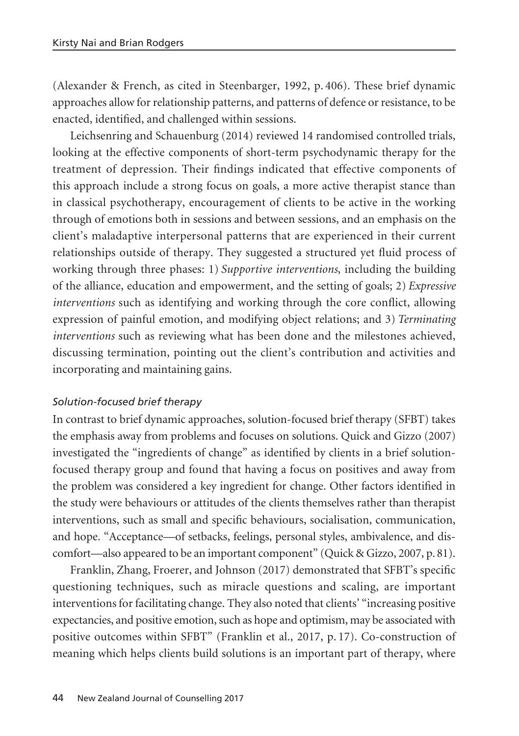(Alexander & French, as cited in Steenbarger, 1992, p. 406). These brief dynamic approaches allow for relationship patterns, and patterns of defence or resistance, to be enacted, identified, and challenged within sessions.

Leichsenring and Schauenburg (2014) reviewed 14 randomised controlled trials, looking at the effective components of short-term psychodynamic therapy for the treatment of depression. Their findings indicated that effective components of this approach include a strong focus on goals, a more active therapist stance than in classical psychotherapy, encouragement of clients to be active in the working through of emotions both in sessions and between sessions, and an emphasis on the client's maladaptive interpersonal patterns that are experienced in their current relationships outside of therapy. They suggested a structured yet fluid process of working through three phases: 1) *Supportive interventions*, including the building of the alliance, education and empowerment, and the setting of goals; 2) *Expressive interventions* such as identifying and working through the core conflict, allowing expression of painful emotion, and modifying object relations; and 3) *Terminating interventions* such as reviewing what has been done and the milestones achieved, discussing termination, pointing out the client's contribution and activities and incorporating and maintaining gains.

### *Solution-focused brief therapy*

In contrast to brief dynamic approaches, solution-focused brief therapy (SFBT) takes the emphasis away from problems and focuses on solutions. Quick and Gizzo (2007) investigated the "ingredients of change" as identified by clients in a brief solution-focused therapy group and found that having a focus on positives and away from the problem was considered a key ingredient for change. Other factors identified in the study were behaviours or attitudes of the clients themselves rather than therapist interventions, such as small and specific behaviours, socialisation, communication, and hope. "Acceptance—of setbacks, feelings, personal styles, ambivalence, and discomfort—also appeared to be an important component" (Quick & Gizzo, 2007, p. 81).

Franklin, Zhang, Froerer, and Johnson (2017) demonstrated that SFBT's specific questioning techniques, such as miracle questions and scaling, are important interventions for facilitating change. They also noted that clients' "increasing positive expectancies, and positive emotion, such as hope and optimism, may be associated with positive outcomes within SFBT" (Franklin et al., 2017, p. 17). Co-construction of meaning which helps clients build solutions is an important part of therapy, where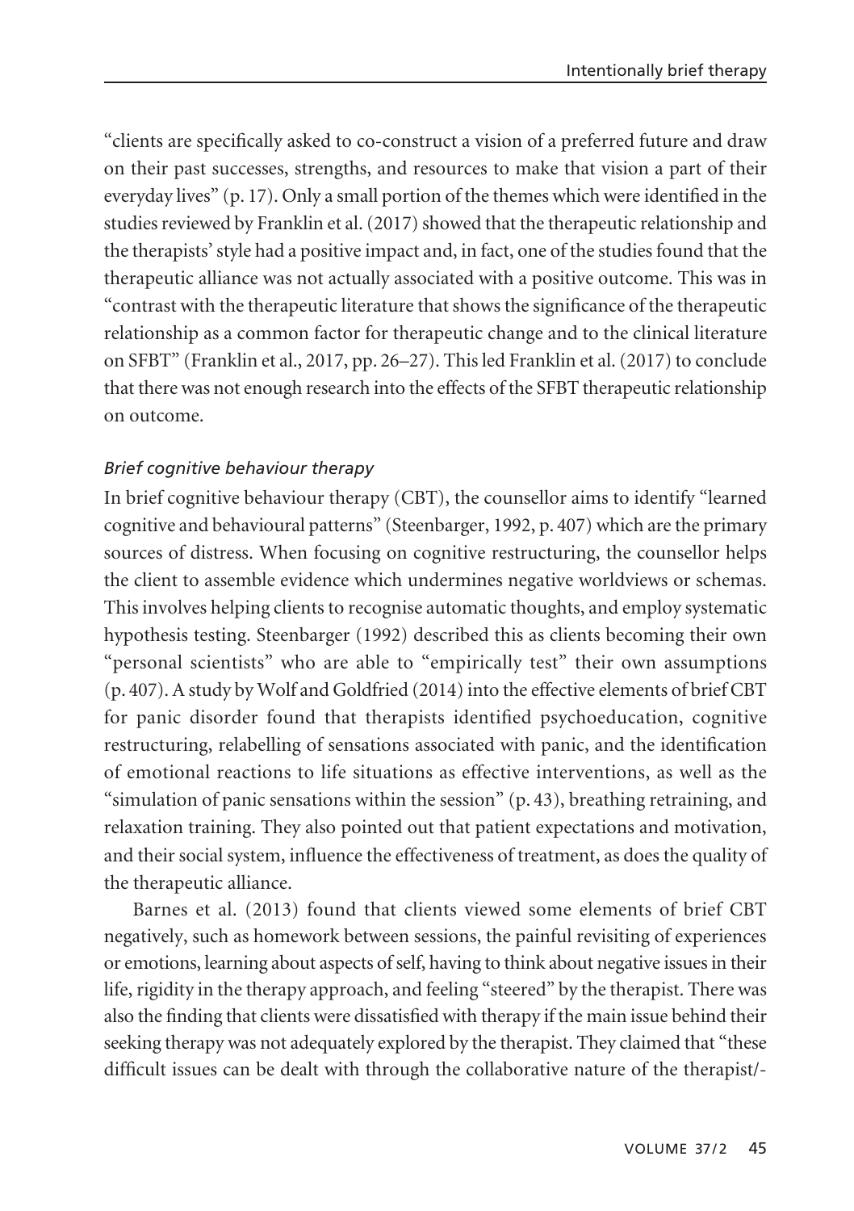"clients are specifically asked to co-construct a vision of a preferred future and draw on their past successes, strengths, and resources to make that vision a part of their everyday lives" (p. 17). Only a small portion of the themes which were identified in the studies reviewed by Franklin et al. (2017) showed that the therapeutic relationship and the therapists' style had a positive impact and, in fact, one of the studies found that the therapeutic alliance was not actually associated with a positive outcome. This was in "contrast with the therapeutic literature that shows the significance of the therapeutic relationship as a common factor for therapeutic change and to the clinical literature on SFBT" (Franklin et al., 2017, pp. 26–27). This led Franklin et al. (2017) to conclude that there was not enough research into the effects of the SFBT therapeutic relationship on outcome.

### *Brief cognitive behaviour therapy*

In brief cognitive behaviour therapy (CBT), the counsellor aims to identify "learned cognitive and behavioural patterns" (Steenbarger, 1992, p. 407) which are the primary sources of distress. When focusing on cognitive restructuring, the counsellor helps the client to assemble evidence which undermines negative worldviews or schemas. This involves helping clients to recognise automatic thoughts, and employ systematic hypothesis testing. Steenbarger (1992) described this as clients becoming their own "personal scientists" who are able to "empirically test" their own assumptions (p. 407). A study by Wolf and Goldfried (2014) into the effective elements of brief CBT for panic disorder found that therapists identified psychoeducation, cognitive restructuring, relabelling of sensations associated with panic, and the identification of emotional reactions to life situations as effective interventions, as well as the "simulation of panic sensations within the session" (p. 43), breathing retraining, and relaxation training. They also pointed out that patient expectations and motivation, and their social system, influence the effectiveness of treatment, as does the quality of the therapeutic alliance.

Barnes et al. (2013) found that clients viewed some elements of brief CBT negatively, such as homework between sessions, the painful revisiting of experiences or emotions, learning about aspects of self, having to think about negative issues in their life, rigidity in the therapy approach, and feeling "steered" by the therapist. There was also the finding that clients were dissatisfied with therapy if the main issue behind their seeking therapy was not adequately explored by the therapist. They claimed that "these difficult issues can be dealt with through the collaborative nature of the therapist/-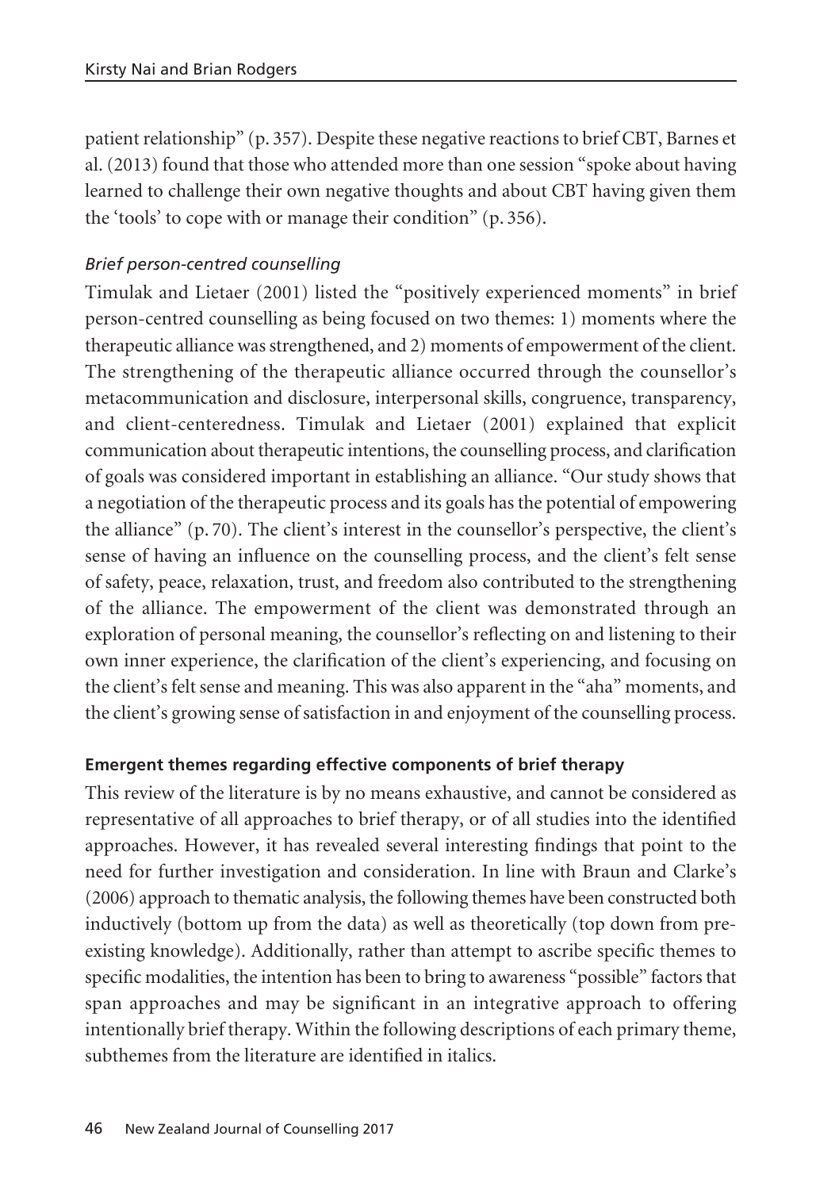patient relationship" (p. 357). Despite these negative reactions to brief CBT, Barnes et al. (2013) found that those who attended more than one session "spoke about having learned to challenge their own negative thoughts and about CBT having given them the 'tools' to cope with or manage their condition" (p. 356).

### *Brief person-centred counselling*

Timulak and Lietaer (2001) listed the "positively experienced moments" in brief person-centred counselling as being focused on two themes: 1) moments where the therapeutic alliance was strengthened, and 2) moments of empowerment of the client. The strengthening of the therapeutic alliance occurred through the counsellor's metacommunication and disclosure, interpersonal skills, congruence, transparency, and client-centeredness. Timulak and Lietaer (2001) explained that explicit communication about therapeutic intentions, the counselling process, and clarification of goals was considered important in establishing an alliance. "Our study shows that a negotiation of the therapeutic process and its goals has the potential of empowering the alliance" (p. 70). The client's interest in the counsellor's perspective, the client's sense of having an influence on the counselling process, and the client's felt sense of safety, peace, relaxation, trust, and freedom also contributed to the strengthening of the alliance. The empowerment of the client was demonstrated through an exploration of personal meaning, the counsellor's reflecting on and listening to their own inner experience, the clarification of the client's experiencing, and focusing on the client's felt sense and meaning. This was also apparent in the "aha" moments, and the client's growing sense of satisfaction in and enjoyment of the counselling process.

## **Emergent themes regarding effective components of brief therapy**

This review of the literature is by no means exhaustive, and cannot be considered as representative of all approaches to brief therapy, or of all studies into the identified approaches. However, it has revealed several interesting findings that point to the need for further investigation and consideration. In line with Braun and Clarke's (2006) approach to thematic analysis, the following themes have been constructed both inductively (bottom up from the data) as well as theoretically (top down from pre-existing knowledge). Additionally, rather than attempt to ascribe specific themes to specific modalities, the intention has been to bring to awareness "possible" factors that span approaches and may be significant in an integrative approach to offering intentionally brief therapy. Within the following descriptions of each primary theme, subthemes from the literature are identified in italics.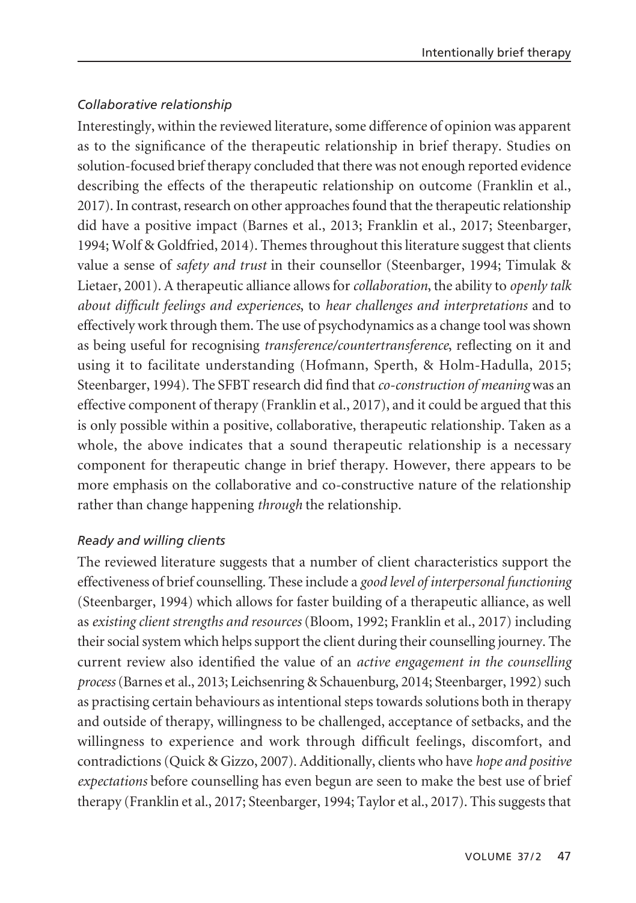### *Collaborative relationship*

Interestingly, within the reviewed literature, some difference of opinion was apparent as to the significance of the therapeutic relationship in brief therapy. Studies on solution-focused brief therapy concluded that there was not enough reported evidence describing the effects of the therapeutic relationship on outcome (Franklin et al., 2017). In contrast, research on other approaches found that the therapeutic relationship did have a positive impact (Barnes et al., 2013; Franklin et al., 2017; Steenbarger, 1994; Wolf & Goldfried, 2014). Themes throughout this literature suggest that clients value a sense of *safety and trust* in their counsellor (Steenbarger, 1994; Timulak & Lietaer, 2001). A therapeutic alliance allows for *collaboration*, the ability to *openly talk about difficult feelings and experiences*, to *hear challenges and interpretations* and to effectively work through them. The use of psychodynamics as a change tool was shown as being useful for recognising *transference/countertransference*, reflecting on it and using it to facilitate understanding (Hofmann, Sperth, & Holm-Hadulla, 2015; Steenbarger, 1994). The SFBT research did find that *co-construction of meaning* was an effective component of therapy (Franklin et al., 2017), and it could be argued that this is only possible within a positive, collaborative, therapeutic relationship. Taken as a whole, the above indicates that a sound therapeutic relationship is a necessary component for therapeutic change in brief therapy. However, there appears to be more emphasis on the collaborative and co-constructive nature of the relationship rather than change happening *through* the relationship.

### *Ready and willing clients*

The reviewed literature suggests that a number of client characteristics support the effectiveness of brief counselling. These include a *good level of interpersonal functioning* (Steenbarger, 1994) which allows for faster building of a therapeutic alliance, as well as *existing client strengths and resources* (Bloom, 1992; Franklin et al., 2017) including their social system which helps support the client during their counselling journey. The current review also identified the value of an *active engagement in the counselling process* (Barnes et al., 2013; Leichsenring & Schauenburg, 2014; Steenbarger, 1992) such as practising certain behaviours as intentional steps towards solutions both in therapy and outside of therapy, willingness to be challenged, acceptance of setbacks, and the willingness to experience and work through difficult feelings, discomfort, and contradictions (Quick & Gizzo, 2007). Additionally, clients who have *hope and positive expectations* before counselling has even begun are seen to make the best use of brief therapy (Franklin et al., 2017; Steenbarger, 1994; Taylor et al., 2017). This suggests that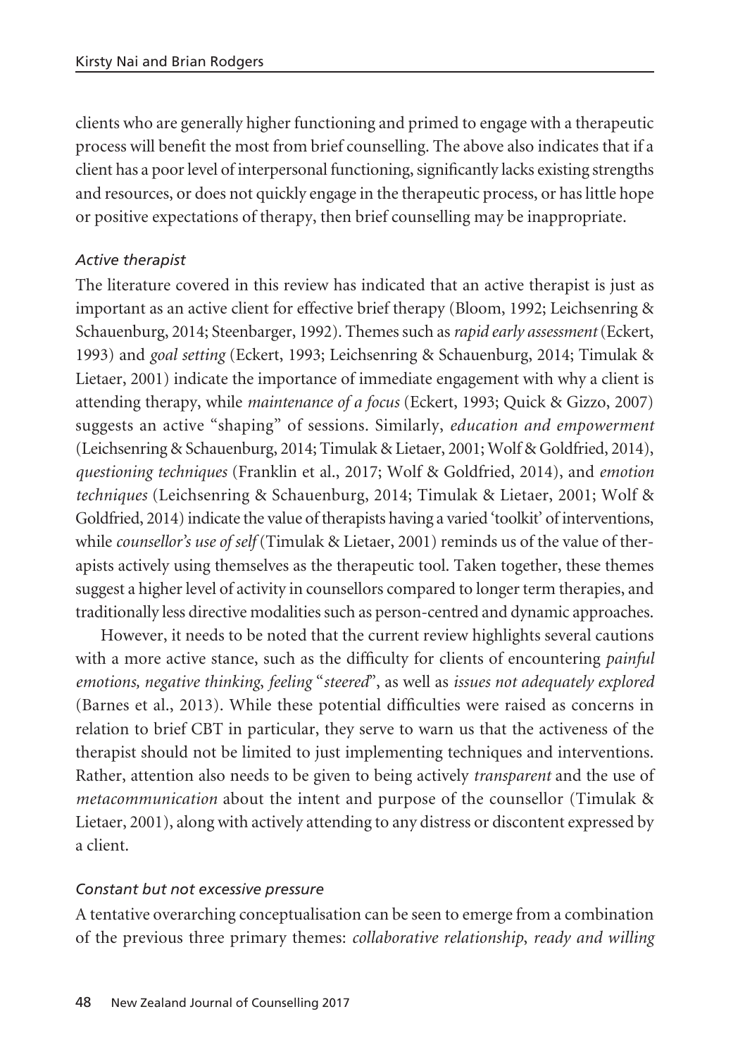clients who are generally higher functioning and primed to engage with a therapeutic process will benefit the most from brief counselling. The above also indicates that if a client has a poor level of interpersonal functioning, significantly lacks existing strengths and resources, or does not quickly engage in the therapeutic process, or has little hope or positive expectations of therapy, then brief counselling may be inappropriate.

### *Active therapist*

The literature covered in this review has indicated that an active therapist is just as important as an active client for effective brief therapy (Bloom, 1992; Leichsenring & Schauenburg, 2014; Steenbarger, 1992). Themes such as *rapid early assessment* (Eckert, 1993) and *goal setting* (Eckert, 1993; Leichsenring & Schauenburg, 2014; Timulak & Lietaer, 2001) indicate the importance of immediate engagement with why a client is attending therapy, while *maintenance of a focus* (Eckert, 1993; Quick & Gizzo, 2007) suggests an active "shaping" of sessions. Similarly, *education and empowerment* (Leichsenring & Schauenburg, 2014; Timulak & Lietaer, 2001; Wolf & Goldfried, 2014), *questioning techniques* (Franklin et al., 2017; Wolf & Goldfried, 2014), and *emotion techniques* (Leichsenring & Schauenburg, 2014; Timulak & Lietaer, 2001; Wolf & Goldfried, 2014) indicate the value of therapists having a varied 'toolkit' of interventions, while *counsellor's use of self* (Timulak & Lietaer, 2001) reminds us of the value of therapists actively using themselves as the therapeutic tool. Taken together, these themes suggest a higher level of activity in counsellors compared to longer term therapies, and traditionally less directive modalities such as person-centred and dynamic approaches.

However, it needs to be noted that the current review highlights several cautions with a more active stance, such as the difficulty for clients of encountering *painful emotions, negative thinking, feeling "steered"*, as well as *issues not adequately explored* (Barnes et al., 2013). While these potential difficulties were raised as concerns in relation to brief CBT in particular, they serve to warn us that the activeness of the therapist should not be limited to just implementing techniques and interventions. Rather, attention also needs to be given to being actively *transparent* and the use of *metacommunication* about the intent and purpose of the counsellor (Timulak & Lietaer, 2001), along with actively attending to any distress or discontent expressed by a client.

### *Constant but not excessive pressure*

A tentative overarching conceptualisation can be seen to emerge from a combination of the previous three primary themes: *collaborative relationship*, *ready and willing*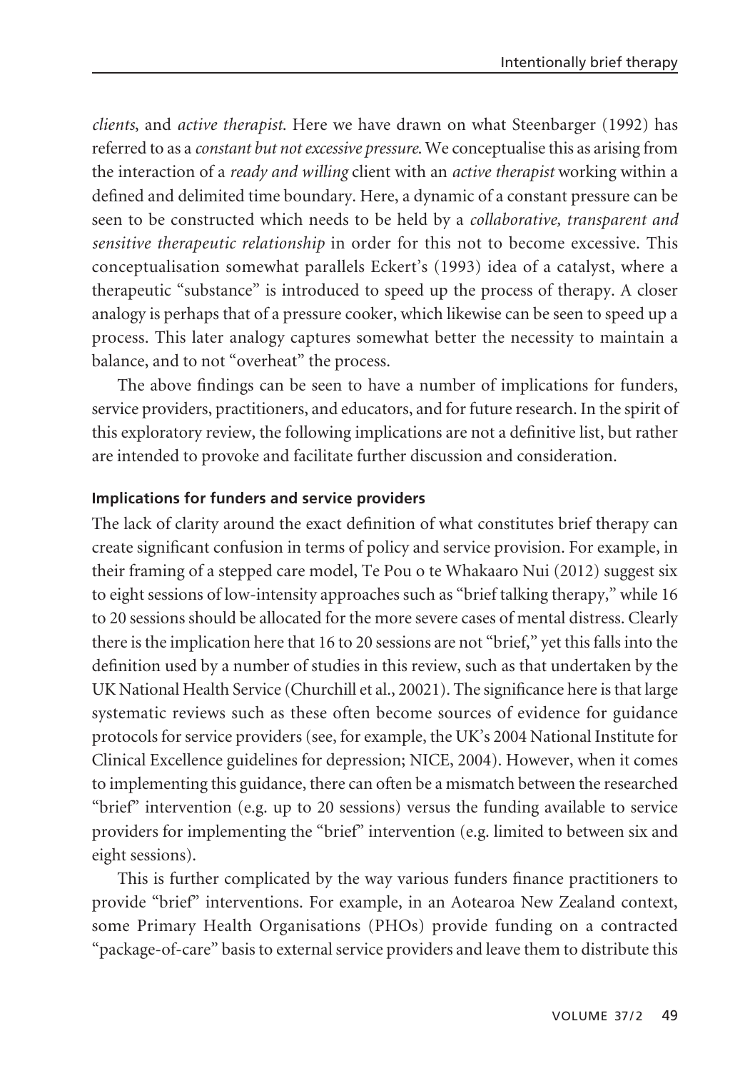*clients*, and *active therapist*. Here we have drawn on what Steenbarger (1992) has referred to as a *constant but not excessive pressure*. We conceptualise this as arising from the interaction of a *ready and willing* client with an *active therapist* working within a defined and delimited time boundary. Here, a dynamic of a constant pressure can be seen to be constructed which needs to be held by a *collaborative, transparent and sensitive therapeutic relationship* in order for this not to become excessive. This conceptualisation somewhat parallels Eckert's (1993) idea of a catalyst, where a therapeutic "substance" is introduced to speed up the process of therapy. A closer analogy is perhaps that of a pressure cooker, which likewise can be seen to speed up a process. This later analogy captures somewhat better the necessity to maintain a balance, and to not "overheat" the process.

The above findings can be seen to have a number of implications for funders, service providers, practitioners, and educators, and for future research. In the spirit of this exploratory review, the following implications are not a definitive list, but rather are intended to provoke and facilitate further discussion and consideration.

### Implications for funders and service providers

The lack of clarity around the exact definition of what constitutes brief therapy can create significant confusion in terms of policy and service provision. For example, in their framing of a stepped care model, Te Pou o te Whakaaro Nui (2012) suggest six to eight sessions of low-intensity approaches such as "brief talking therapy," while 16 to 20 sessions should be allocated for the more severe cases of mental distress. Clearly there is the implication here that 16 to 20 sessions are not "brief," yet this falls into the definition used by a number of studies in this review, such as that undertaken by the UK National Health Service (Churchill et al., 20021). The significance here is that large systematic reviews such as these often become sources of evidence for guidance protocols for service providers (see, for example, the UK's 2004 National Institute for Clinical Excellence guidelines for depression; NICE, 2004). However, when it comes to implementing this guidance, there can often be a mismatch between the researched "brief" intervention (e.g. up to 20 sessions) versus the funding available to service providers for implementing the "brief" intervention (e.g. limited to between six and eight sessions).

This is further complicated by the way various funders finance practitioners to provide "brief" interventions. For example, in an Aotearoa New Zealand context, some Primary Health Organisations (PHOs) provide funding on a contracted "package-of-care" basis to external service providers and leave them to distribute this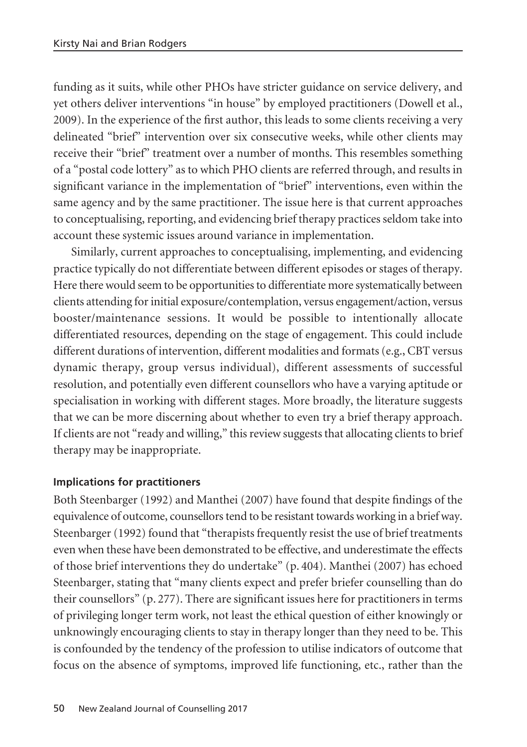funding as it suits, while other PHOs have stricter guidance on service delivery, and yet others deliver interventions "in house" by employed practitioners (Dowell et al., 2009). In the experience of the first author, this leads to some clients receiving a very delineated "brief" intervention over six consecutive weeks, while other clients may receive their "brief" treatment over a number of months. This resembles something of a "postal code lottery" as to which PHO clients are referred through, and results in significant variance in the implementation of "brief" interventions, even within the same agency and by the same practitioner. The issue here is that current approaches to conceptualising, reporting, and evidencing brief therapy practices seldom take into account these systemic issues around variance in implementation.

Similarly, current approaches to conceptualising, implementing, and evidencing practice typically do not differentiate between different episodes or stages of therapy. Here there would seem to be opportunities to differentiate more systematically between clients attending for initial exposure/contemplation, versus engagement/action, versus booster/maintenance sessions. It would be possible to intentionally allocate differentiated resources, depending on the stage of engagement. This could include different durations of intervention, different modalities and formats (e.g., CBT versus dynamic therapy, group versus individual), different assessments of successful resolution, and potentially even different counsellors who have a varying aptitude or specialisation in working with different stages. More broadly, the literature suggests that we can be more discerning about whether to even try a brief therapy approach. If clients are not "ready and willing," this review suggests that allocating clients to brief therapy may be inappropriate.

### Implications for practitioners

Both Steenbarger (1992) and Manthei (2007) have found that despite findings of the equivalence of outcome, counsellors tend to be resistant towards working in a brief way. Steenbarger (1992) found that "therapists frequently resist the use of brief treatments even when these have been demonstrated to be effective, and underestimate the effects of those brief interventions they do undertake" (p. 404). Manthei (2007) has echoed Steenbarger, stating that "many clients expect and prefer briefer counselling than do their counsellors" (p. 277). There are significant issues here for practitioners in terms of privileging longer term work, not least the ethical question of either knowingly or unknowingly encouraging clients to stay in therapy longer than they need to be. This is confounded by the tendency of the profession to utilise indicators of outcome that focus on the absence of symptoms, improved life functioning, etc., rather than the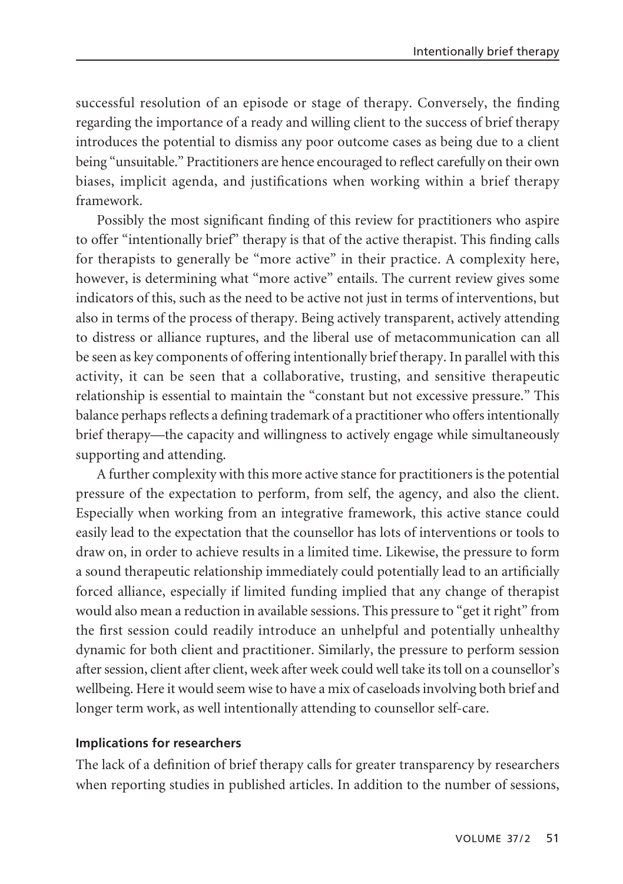successful resolution of an episode or stage of therapy. Conversely, the finding regarding the importance of a ready and willing client to the success of brief therapy introduces the potential to dismiss any poor outcome cases as being due to a client being "unsuitable." Practitioners are hence encouraged to reflect carefully on their own biases, implicit agenda, and justifications when working within a brief therapy framework.

Possibly the most significant finding of this review for practitioners who aspire to offer "intentionally brief" therapy is that of the active therapist. This finding calls for therapists to generally be "more active" in their practice. A complexity here, however, is determining what "more active" entails. The current review gives some indicators of this, such as the need to be active not just in terms of interventions, but also in terms of the process of therapy. Being actively transparent, actively attending to distress or alliance ruptures, and the liberal use of metacommunication can all be seen as key components of offering intentionally brief therapy. In parallel with this activity, it can be seen that a collaborative, trusting, and sensitive therapeutic relationship is essential to maintain the "constant but not excessive pressure." This balance perhaps reflects a defining trademark of a practitioner who offers intentionally brief therapy—the capacity and willingness to actively engage while simultaneously supporting and attending.

A further complexity with this more active stance for practitioners is the potential pressure of the expectation to perform, from self, the agency, and also the client. Especially when working from an integrative framework, this active stance could easily lead to the expectation that the counsellor has lots of interventions or tools to draw on, in order to achieve results in a limited time. Likewise, the pressure to form a sound therapeutic relationship immediately could potentially lead to an artificially forced alliance, especially if limited funding implied that any change of therapist would also mean a reduction in available sessions. This pressure to "get it right" from the first session could readily introduce an unhelpful and potentially unhealthy dynamic for both client and practitioner. Similarly, the pressure to perform session after session, client after client, week after week could well take its toll on a counsellor's wellbeing. Here it would seem wise to have a mix of caseloads involving both brief and longer term work, as well intentionally attending to counsellor self-care.

#### Implications for researchers

The lack of a definition of brief therapy calls for greater transparency by researchers when reporting studies in published articles. In addition to the number of sessions,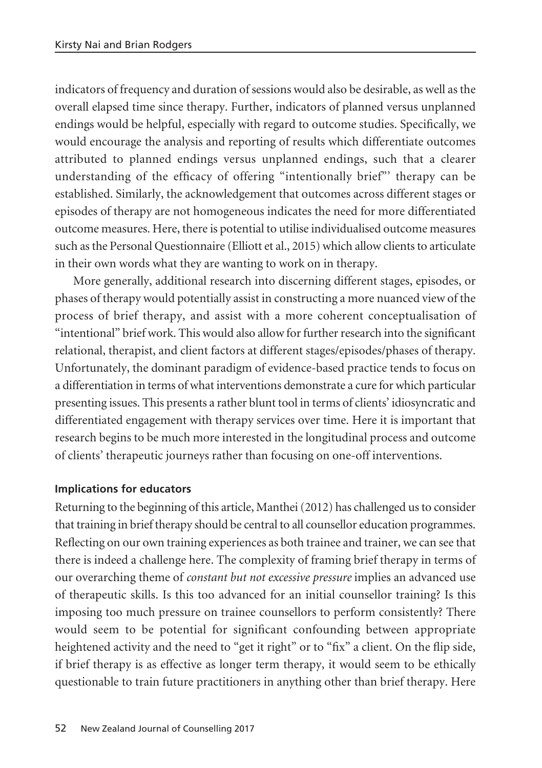indicators of frequency and duration of sessions would also be desirable, as well as the overall elapsed time since therapy. Further, indicators of planned versus unplanned endings would be helpful, especially with regard to outcome studies. Specifically, we would encourage the analysis and reporting of results which differentiate outcomes attributed to planned endings versus unplanned endings, such that a clearer understanding of the efficacy of offering "intentionally brief"' therapy can be established. Similarly, the acknowledgement that outcomes across different stages or episodes of therapy are not homogeneous indicates the need for more differentiated outcome measures. Here, there is potential to utilise individualised outcome measures such as the Personal Questionnaire (Elliott et al., 2015) which allow clients to articulate in their own words what they are wanting to work on in therapy.

More generally, additional research into discerning different stages, episodes, or phases of therapy would potentially assist in constructing a more nuanced view of the process of brief therapy, and assist with a more coherent conceptualisation of "intentional" brief work. This would also allow for further research into the significant relational, therapist, and client factors at different stages/episodes/phases of therapy. Unfortunately, the dominant paradigm of evidence-based practice tends to focus on a differentiation in terms of what interventions demonstrate a cure for which particular presenting issues. This presents a rather blunt tool in terms of clients' idiosyncratic and differentiated engagement with therapy services over time. Here it is important that research begins to be much more interested in the longitudinal process and outcome of clients' therapeutic journeys rather than focusing on one-off interventions.

**Implications for educators**

Returning to the beginning of this article, Manthei (2012) has challenged us to consider that training in brief therapy should be central to all counsellor education programmes. Reflecting on our own training experiences as both trainee and trainer, we can see that there is indeed a challenge here. The complexity of framing brief therapy in terms of our overarching theme of *constant but not excessive pressure* implies an advanced use of therapeutic skills. Is this too advanced for an initial counsellor training? Is this imposing too much pressure on trainee counsellors to perform consistently? There would seem to be potential for significant confounding between appropriate heightened activity and the need to "get it right" or to "fix" a client. On the flip side, if brief therapy is as effective as longer term therapy, it would seem to be ethically questionable to train future practitioners in anything other than brief therapy. Here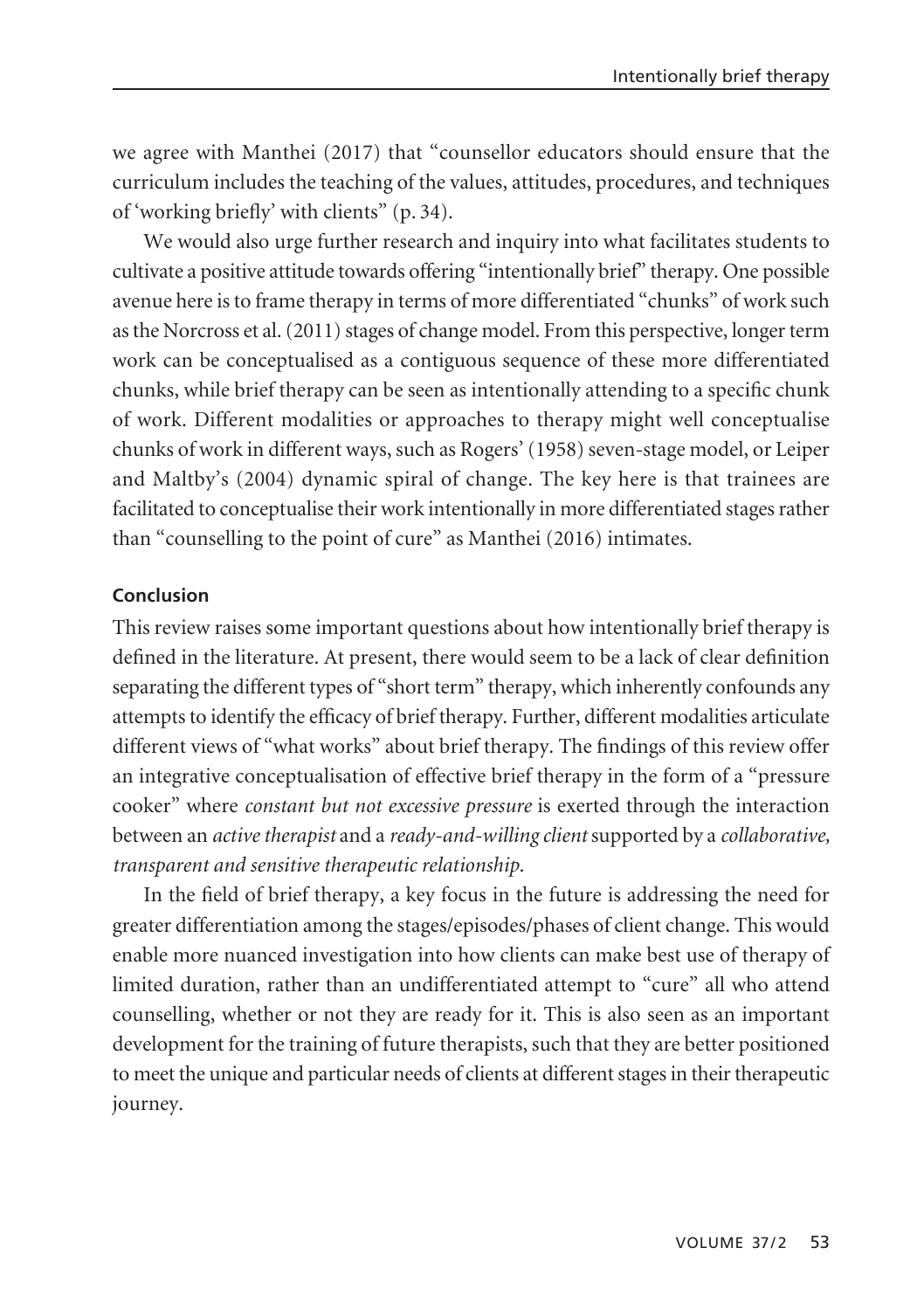we agree with Manthei (2017) that "counsellor educators should ensure that the curriculum includes the teaching of the values, attitudes, procedures, and techniques of 'working briefly' with clients" (p. 34).

We would also urge further research and inquiry into what facilitates students to cultivate a positive attitude towards offering "intentionally brief" therapy. One possible avenue here is to frame therapy in terms of more differentiated "chunks" of work such as the Norcross et al. (2011) stages of change model. From this perspective, longer term work can be conceptualised as a contiguous sequence of these more differentiated chunks, while brief therapy can be seen as intentionally attending to a specific chunk of work. Different modalities or approaches to therapy might well conceptualise chunks of work in different ways, such as Rogers' (1958) seven-stage model, or Leiper and Maltby's (2004) dynamic spiral of change. The key here is that trainees are facilitated to conceptualise their work intentionally in more differentiated stages rather than "counselling to the point of cure" as Manthei (2016) intimates.

### Conclusion

This review raises some important questions about how intentionally brief therapy is defined in the literature. At present, there would seem to be a lack of clear definition separating the different types of "short term" therapy, which inherently confounds any attempts to identify the efficacy of brief therapy. Further, different modalities articulate different views of "what works" about brief therapy. The findings of this review offer an integrative conceptualisation of effective brief therapy in the form of a "pressure cooker" where *constant but not excessive pressure* is exerted through the interaction between an *active therapist* and a *ready-and-willing client* supported by a *collaborative, transparent and sensitive therapeutic relationship.*

In the field of brief therapy, a key focus in the future is addressing the need for greater differentiation among the stages/episodes/phases of client change. This would enable more nuanced investigation into how clients can make best use of therapy of limited duration, rather than an undifferentiated attempt to "cure" all who attend counselling, whether or not they are ready for it. This is also seen as an important development for the training of future therapists, such that they are better positioned to meet the unique and particular needs of clients at different stages in their therapeutic journey.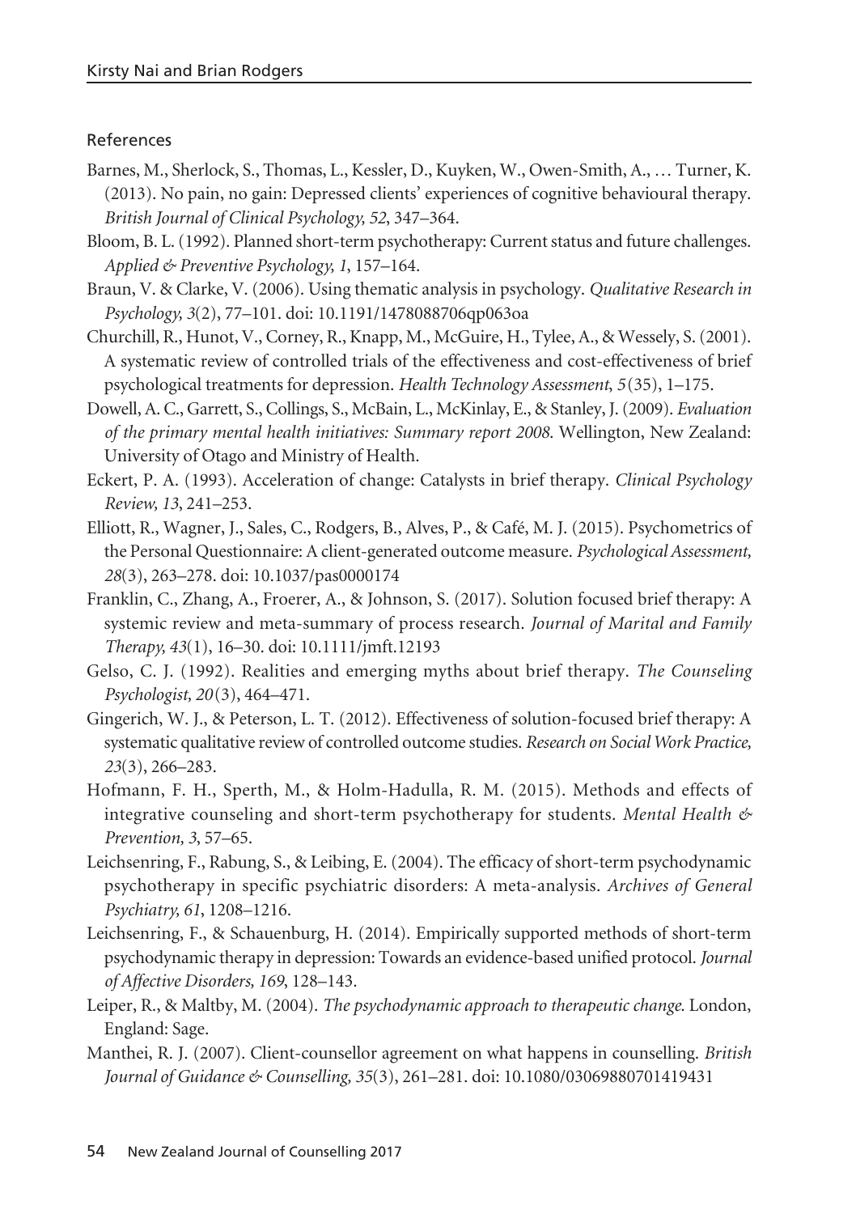## References

Barnes, M., Sherlock, S., Thomas, L., Kessler, D., Kuyken, W., Owen-Smith, A., … Turner, K. (2013). No pain, no gain: Depressed clients' experiences of cognitive behavioural therapy. *British Journal of Clinical Psychology, 52*, 347–364.

Bloom, B. L. (1992). Planned short-term psychotherapy: Current status and future challenges. *Applied & Preventive Psychology, 1*, 157–164.

Braun, V. & Clarke, V. (2006). Using thematic analysis in psychology. *Qualitative Research in Psychology, 3*(2), 77–101. doi: 10.1191/1478088706qp063oa

Churchill, R., Hunot, V., Corney, R., Knapp, M., McGuire, H., Tylee, A., & Wessely, S. (2001). A systematic review of controlled trials of the effectiveness and cost-effectiveness of brief psychological treatments for depression. *Health Technology Assessment*, *5*(35), 1–175.

Dowell, A. C., Garrett, S., Collings, S., McBain, L., McKinlay, E., & Stanley, J. (2009). *Evaluation of the primary mental health initiatives: Summary report 2008*. Wellington, New Zealand: University of Otago and Ministry of Health.

Eckert, P. A. (1993). Acceleration of change: Catalysts in brief therapy. *Clinical Psychology Review, 13*, 241–253.

Elliott, R., Wagner, J., Sales, C., Rodgers, B., Alves, P., & Café, M. J. (2015). Psychometrics of the Personal Questionnaire: A client-generated outcome measure. *Psychological Assessment, 28*(3), 263–278. doi: 10.1037/pas0000174

Franklin, C., Zhang, A., Froerer, A., & Johnson, S. (2017). Solution focused brief therapy: A systemic review and meta-summary of process research. *Journal of Marital and Family Therapy, 43*(1), 16–30. doi: 10.1111/jmft.12193

Gelso, C. J. (1992). Realities and emerging myths about brief therapy. *The Counseling Psychologist*, *20*(3), 464–471.

Gingerich, W. J., & Peterson, L. T. (2012). Effectiveness of solution-focused brief therapy: A systematic qualitative review of controlled outcome studies. *Research on Social Work Practice, 23*(3), 266–283.

Hofmann, F. H., Sperth, M., & Holm-Hadulla, R. M. (2015). Methods and effects of integrative counseling and short-term psychotherapy for students. *Mental Health & Prevention, 3*, 57–65.

Leichsenring, F., Rabung, S., & Leibing, E. (2004). The efficacy of short-term psychodynamic psychotherapy in specific psychiatric disorders: A meta-analysis. *Archives of General Psychiatry, 61*, 1208–1216.

Leichsenring, F., & Schauenburg, H. (2014). Empirically supported methods of short-term psychodynamic therapy in depression: Towards an evidence-based unified protocol. *Journal of Affective Disorders, 169*, 128–143.

Leiper, R., & Maltby, M. (2004). *The psychodynamic approach to therapeutic change*. London, England: Sage.

Manthei, R. J. (2007). Client-counsellor agreement on what happens in counselling. *British Journal of Guidance & Counselling, 35*(3), 261–281. doi: 10.1080/03069880701419431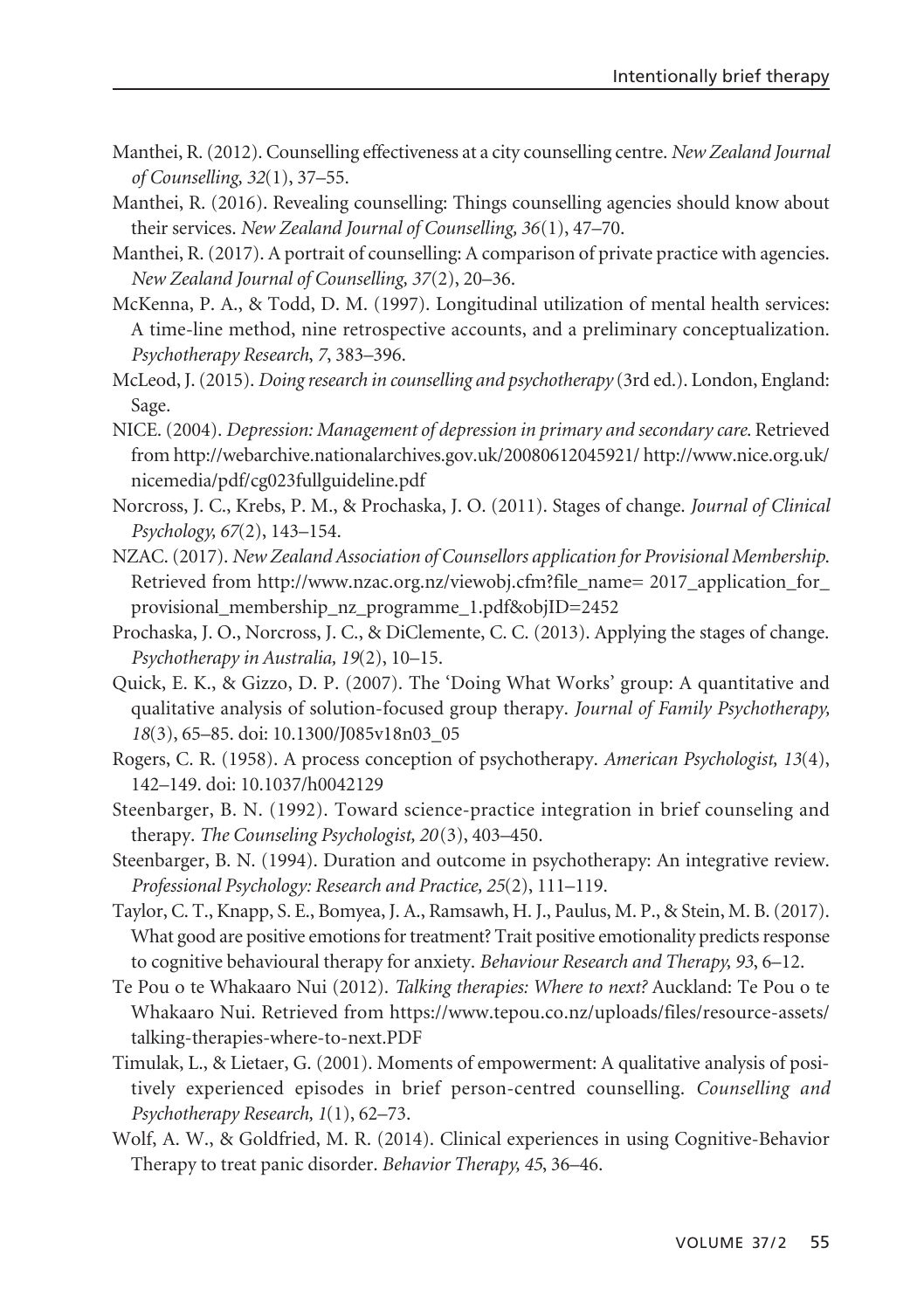Manthei, R. (2012). Counselling effectiveness at a city counselling centre. *New Zealand Journal of Counselling, 32*(1), 37–55.

Manthei, R. (2016). Revealing counselling: Things counselling agencies should know about their services. *New Zealand Journal of Counselling, 36*(1), 47–70.

Manthei, R. (2017). A portrait of counselling: A comparison of private practice with agencies. *New Zealand Journal of Counselling, 37*(2), 20–36.

McKenna, P. A., & Todd, D. M. (1997). Longitudinal utilization of mental health services: A time-line method, nine retrospective accounts, and a preliminary conceptualization. *Psychotherapy Research, 7*, 383–396.

McLeod, J. (2015). *Doing research in counselling and psychotherapy* (3rd ed.). London, England: Sage.

NICE. (2004). *Depression: Management of depression in primary and secondary care.* Retrieved from http://webarchive.nationalarchives.gov.uk/20080612045921/ http://www.nice.org.uk/nicemedia/pdf/cg023fullguideline.pdf

Norcross, J. C., Krebs, P. M., & Prochaska, J. O. (2011). Stages of change. *Journal of Clinical Psychology, 67*(2), 143–154.

NZAC. (2017). *New Zealand Association of Counsellors application for Provisional Membership.* Retrieved from http://www.nzac.org.nz/viewobj.cfm?file_name= 2017_application_for_provisional_membership_nz_programme_1.pdf&objID=2452

Prochaska, J. O., Norcross, J. C., & DiClemente, C. C. (2013). Applying the stages of change. *Psychotherapy in Australia, 19*(2), 10–15.

Quick, E. K., & Gizzo, D. P. (2007). The 'Doing What Works' group: A quantitative and qualitative analysis of solution-focused group therapy. *Journal of Family Psychotherapy, 18*(3), 65–85. doi: 10.1300/J085v18n03_05

Rogers, C. R. (1958). A process conception of psychotherapy. *American Psychologist, 13*(4), 142–149. doi: 10.1037/h0042129

Steenbarger, B. N. (1992). Toward science-practice integration in brief counseling and therapy. *The Counseling Psychologist, 20*(3), 403–450.

Steenbarger, B. N. (1994). Duration and outcome in psychotherapy: An integrative review. *Professional Psychology: Research and Practice, 25*(2), 111–119.

Taylor, C. T., Knapp, S. E., Bomyea, J. A., Ramsawh, H. J., Paulus, M. P., & Stein, M. B. (2017). What good are positive emotions for treatment? Trait positive emotionality predicts response to cognitive behavioural therapy for anxiety. *Behaviour Research and Therapy, 93*, 6–12.

Te Pou o te Whakaaro Nui (2012). *Talking therapies: Where to next?* Auckland: Te Pou o te Whakaaro Nui. Retrieved from https://www.tepou.co.nz/uploads/files/resource-assets/talking-therapies-where-to-next.PDF

Timulak, L., & Lietaer, G. (2001). Moments of empowerment: A qualitative analysis of positively experienced episodes in brief person-centred counselling. *Counselling and Psychotherapy Research, 1*(1), 62–73.

Wolf, A. W., & Goldfried, M. R. (2014). Clinical experiences in using Cognitive-Behavior Therapy to treat panic disorder. *Behavior Therapy, 45*, 36–46.